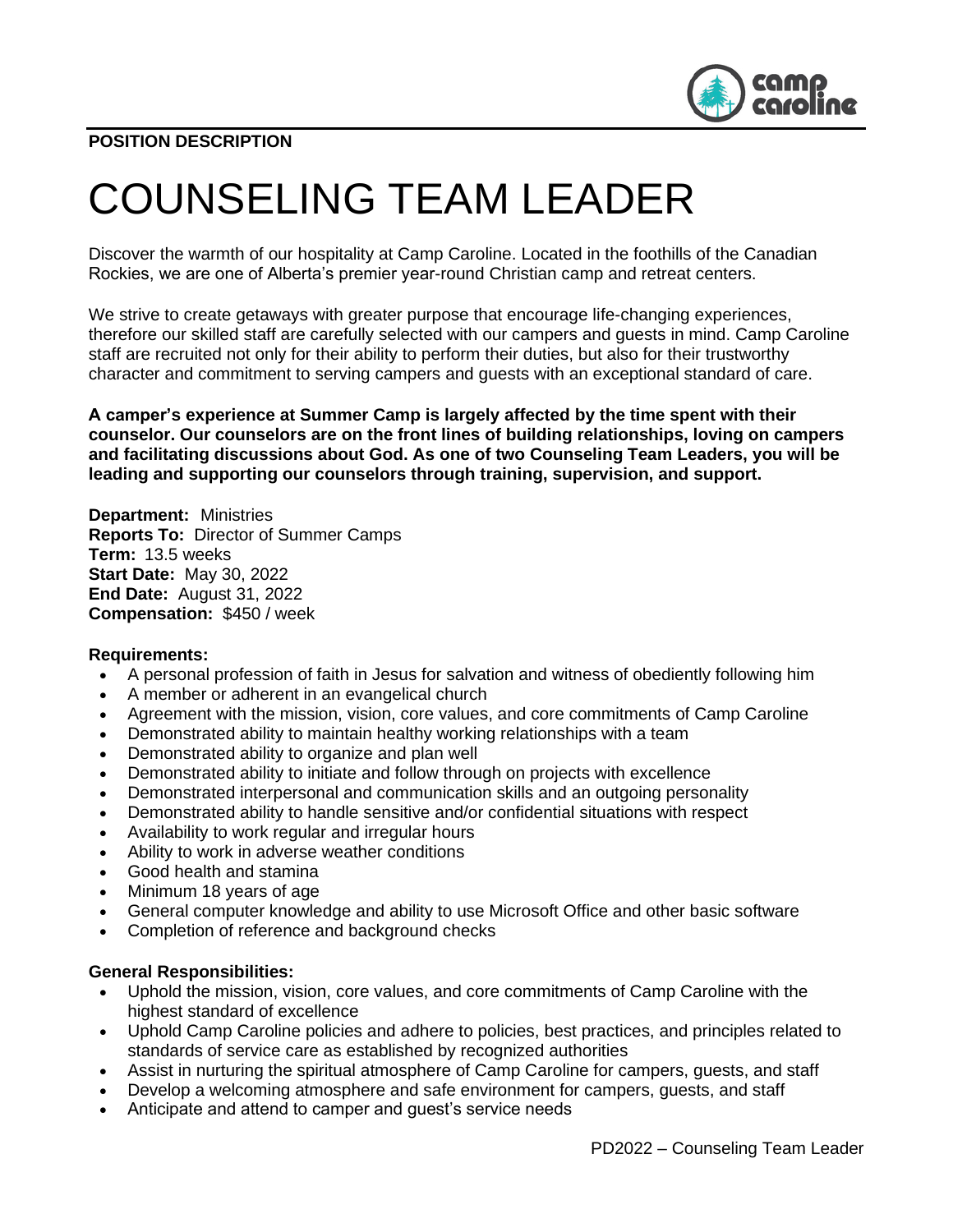**POSITION DESCRIPTION**

# COUNSELING TEAM LEADER

Discover the warmth of our hospitality at Camp Caroline. Located in the foothills of the Canadian Rockies, we are one of Alberta's premier year-round Christian camp and retreat centers.

We strive to create getaways with greater purpose that encourage life-changing experiences, therefore our skilled staff are carefully selected with our campers and guests in mind. Camp Caroline staff are recruited not only for their ability to perform their duties, but also for their trustworthy character and commitment to serving campers and guests with an exceptional standard of care.

**A camper's experience at Summer Camp is largely affected by the time spent with their counselor. Our counselors are on the front lines of building relationships, loving on campers and facilitating discussions about God. As one of two Counseling Team Leaders, you will be leading and supporting our counselors through training, supervision, and support.**

**Department:** Ministries
**Reports To:** Director of Summer Camps
**Term:** 13.5 weeks
**Start Date:** May 30, 2022
**End Date:** August 31, 2022
**Compensation:** $450 / week

**Requirements:**

- A personal profession of faith in Jesus for salvation and witness of obediently following him
- A member or adherent in an evangelical church
- Agreement with the mission, vision, core values, and core commitments of Camp Caroline
- Demonstrated ability to maintain healthy working relationships with a team
- Demonstrated ability to organize and plan well
- Demonstrated ability to initiate and follow through on projects with excellence
- Demonstrated interpersonal and communication skills and an outgoing personality
- Demonstrated ability to handle sensitive and/or confidential situations with respect
- Availability to work regular and irregular hours
- Ability to work in adverse weather conditions
- Good health and stamina
- Minimum 18 years of age
- General computer knowledge and ability to use Microsoft Office and other basic software
- Completion of reference and background checks

**General Responsibilities:**

- Uphold the mission, vision, core values, and core commitments of Camp Caroline with the highest standard of excellence
- Uphold Camp Caroline policies and adhere to policies, best practices, and principles related to standards of service care as established by recognized authorities
- Assist in nurturing the spiritual atmosphere of Camp Caroline for campers, guests, and staff
- Develop a welcoming atmosphere and safe environment for campers, guests, and staff
- Anticipate and attend to camper and guest's service needs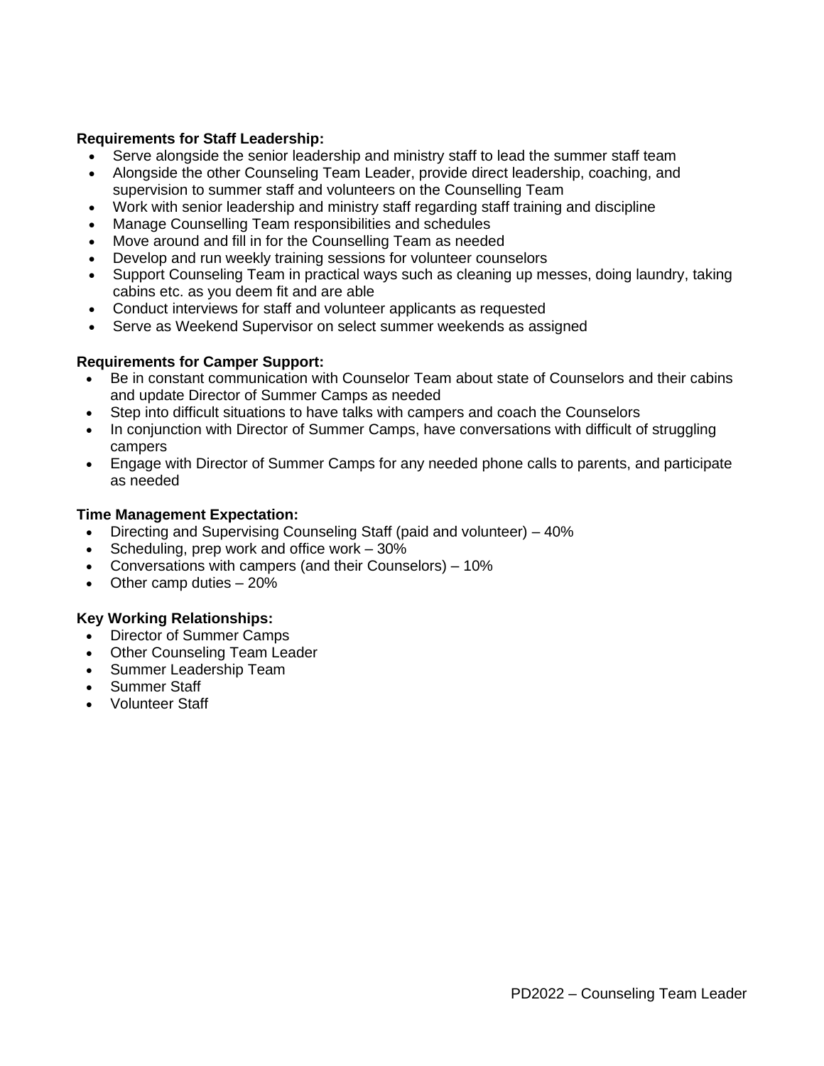**Requirements for Staff Leadership:**

- Serve alongside the senior leadership and ministry staff to lead the summer staff team
- Alongside the other Counseling Team Leader, provide direct leadership, coaching, and supervision to summer staff and volunteers on the Counselling Team
- Work with senior leadership and ministry staff regarding staff training and discipline
- Manage Counselling Team responsibilities and schedules
- Move around and fill in for the Counselling Team as needed
- Develop and run weekly training sessions for volunteer counselors
- Support Counseling Team in practical ways such as cleaning up messes, doing laundry, taking cabins etc. as you deem fit and are able
- Conduct interviews for staff and volunteer applicants as requested
- Serve as Weekend Supervisor on select summer weekends as assigned

**Requirements for Camper Support:**

- Be in constant communication with Counselor Team about state of Counselors and their cabins and update Director of Summer Camps as needed
- Step into difficult situations to have talks with campers and coach the Counselors
- In conjunction with Director of Summer Camps, have conversations with difficult of struggling campers
- Engage with Director of Summer Camps for any needed phone calls to parents, and participate as needed

**Time Management Expectation:**

- Directing and Supervising Counseling Staff (paid and volunteer) – 40%
- Scheduling, prep work and office work – 30%
- Conversations with campers (and their Counselors) – 10%
- Other camp duties – 20%

**Key Working Relationships:**

- Director of Summer Camps
- Other Counseling Team Leader
- Summer Leadership Team
- Summer Staff
- Volunteer Staff